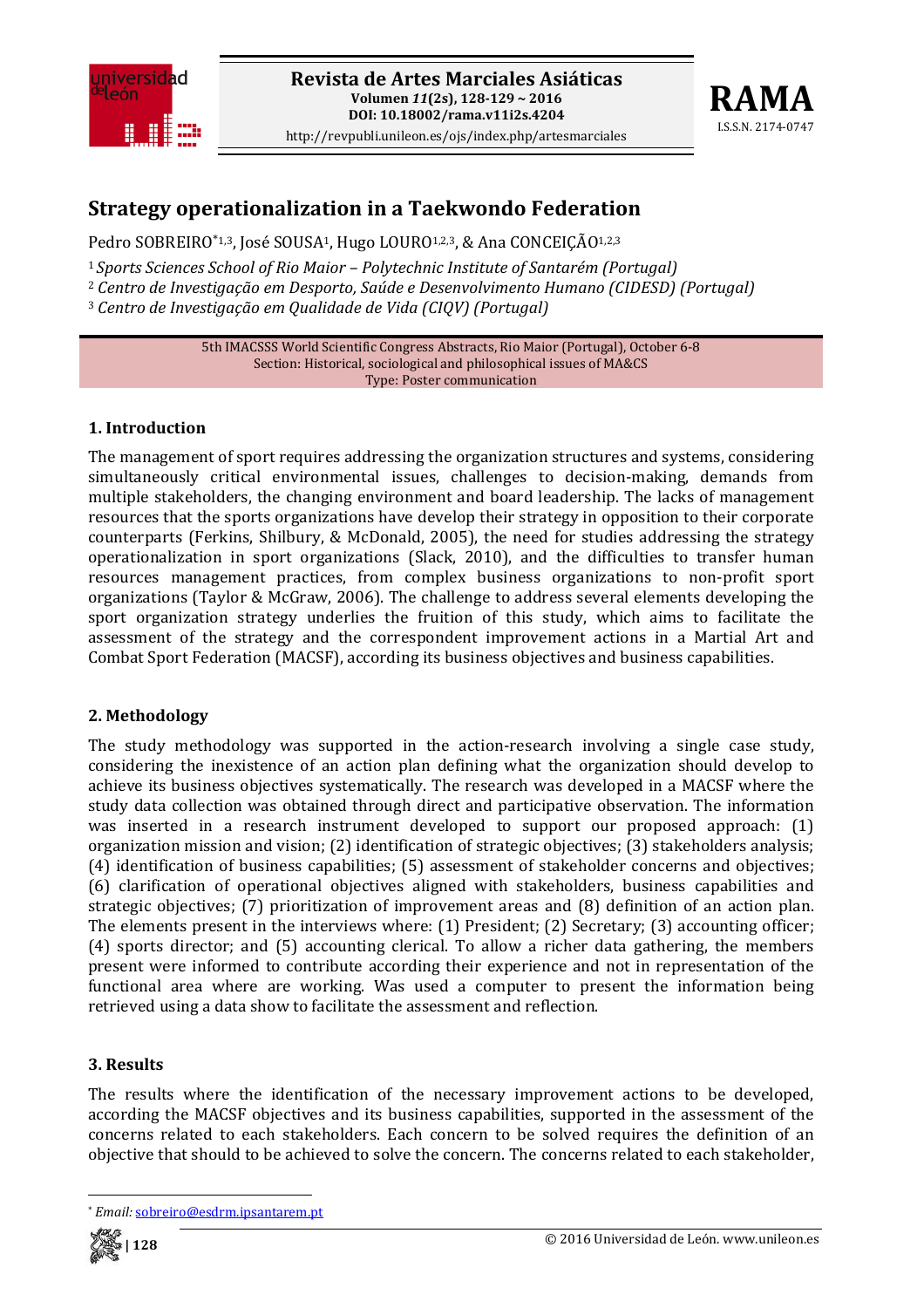# Strategy operationalization in a Taekwondo Federation

Pedro SOBREIRO*[1,3], José SOUSA[1], Hugo LOURO[1,2,3], & Ana CONCEIÇÃO[1,2,3]

[1] *Sports Sciences School of Rio Maior – Polytechnic Institute of Santarém (Portugal)*
[2] *Centro de Investigação em Desporto, Saúde e Desenvolvimento Humano (CIDESD) (Portugal)*
[3] *Centro de Investigação em Qualidade de Vida (CIQV) (Portugal)*

5th IMACSSS World Scientific Congress Abstracts, Rio Maior (Portugal), October 6-8
Section: Historical, sociological and philosophical issues of MA&CS
Type: Poster communication

## 1. Introduction

The management of sport requires addressing the organization structures and systems, considering simultaneously critical environmental issues, challenges to decision-making, demands from multiple stakeholders, the changing environment and board leadership. The lacks of management resources that the sports organizations have develop their strategy in opposition to their corporate counterparts (Ferkins, Shilbury, & McDonald, 2005), the need for studies addressing the strategy operationalization in sport organizations (Slack, 2010), and the difficulties to transfer human resources management practices, from complex business organizations to non-profit sport organizations (Taylor & McGraw, 2006). The challenge to address several elements developing the sport organization strategy underlies the fruition of this study, which aims to facilitate the assessment of the strategy and the correspondent improvement actions in a Martial Art and Combat Sport Federation (MACSF), according its business objectives and business capabilities.

## 2. Methodology

The study methodology was supported in the action-research involving a single case study, considering the inexistence of an action plan defining what the organization should develop to achieve its business objectives systematically. The research was developed in a MACSF where the study data collection was obtained through direct and participative observation. The information was inserted in a research instrument developed to support our proposed approach: (1) organization mission and vision; (2) identification of strategic objectives; (3) stakeholders analysis; (4) identification of business capabilities; (5) assessment of stakeholder concerns and objectives; (6) clarification of operational objectives aligned with stakeholders, business capabilities and strategic objectives; (7) prioritization of improvement areas and (8) definition of an action plan. The elements present in the interviews where: (1) President; (2) Secretary; (3) accounting officer; (4) sports director; and (5) accounting clerical. To allow a richer data gathering, the members present were informed to contribute according their experience and not in representation of the functional area where are working. Was used a computer to present the information being retrieved using a data show to facilitate the assessment and reflection.

## 3. Results

The results where the identification of the necessary improvement actions to be developed, according the MACSF objectives and its business capabilities, supported in the assessment of the concerns related to each stakeholders. Each concern to be solved requires the definition of an objective that should to be achieved to solve the concern. The concerns related to each stakeholder,

---

* *Email:* sobreiro@esdrm.ipsantarem.pt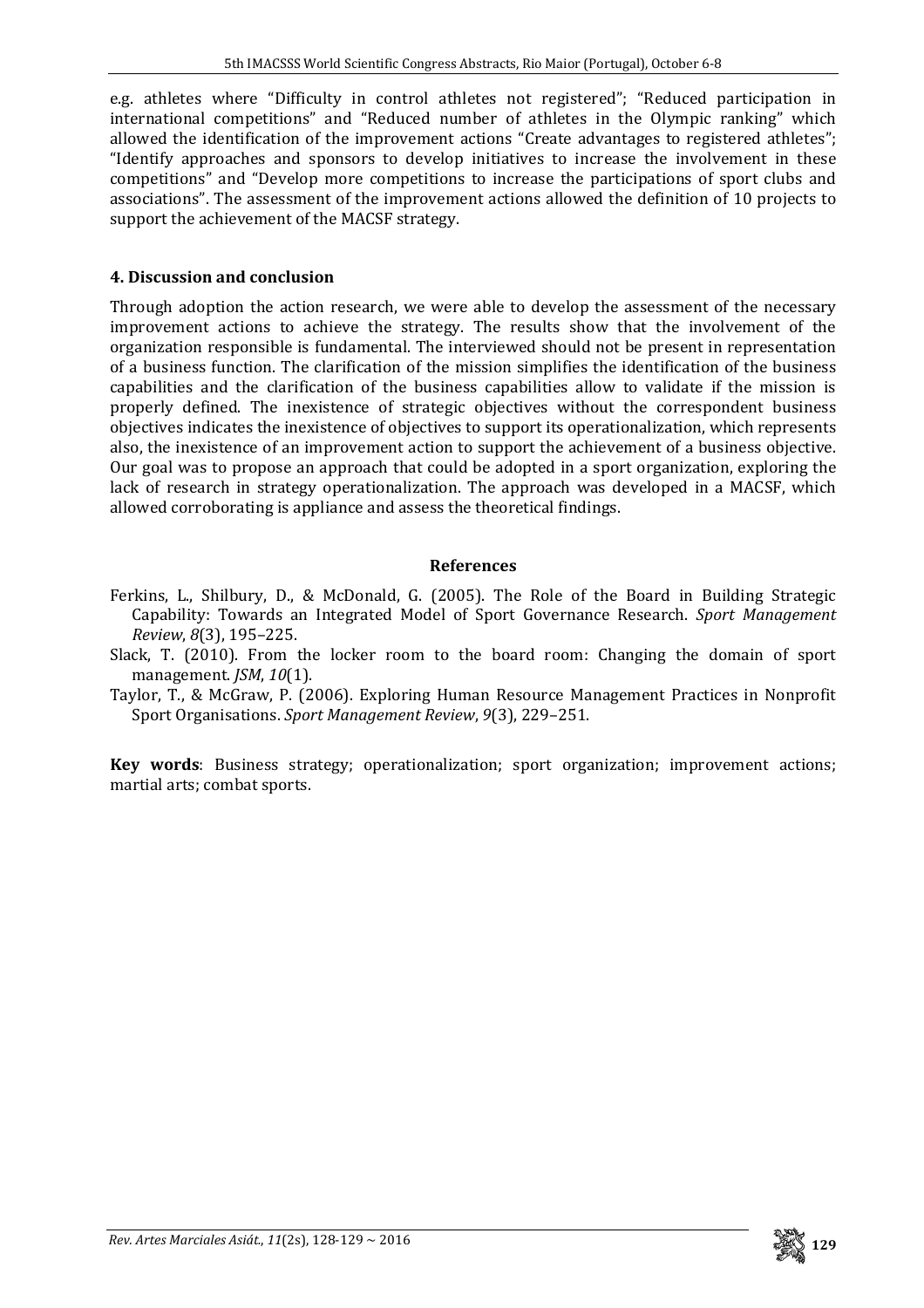e.g. athletes where “Difficulty in control athletes not registered”; “Reduced participation in international competitions” and “Reduced number of athletes in the Olympic ranking” which allowed the identification of the improvement actions “Create advantages to registered athletes”; “Identify approaches and sponsors to develop initiatives to increase the involvement in these competitions” and “Develop more competitions to increase the participations of sport clubs and associations”. The assessment of the improvement actions allowed the definition of 10 projects to support the achievement of the MACSF strategy.

### 4. Discussion and conclusion

Through adoption the action research, we were able to develop the assessment of the necessary improvement actions to achieve the strategy. The results show that the involvement of the organization responsible is fundamental. The interviewed should not be present in representation of a business function. The clarification of the mission simplifies the identification of the business capabilities and the clarification of the business capabilities allow to validate if the mission is properly defined. The inexistence of strategic objectives without the correspondent business objectives indicates the inexistence of objectives to support its operationalization, which represents also, the inexistence of an improvement action to support the achievement of a business objective. Our goal was to propose an approach that could be adopted in a sport organization, exploring the lack of research in strategy operationalization. The approach was developed in a MACSF, which allowed corroborating is appliance and assess the theoretical findings.

### References

Ferkins, L., Shilbury, D., & McDonald, G. (2005). The Role of the Board in Building Strategic Capability: Towards an Integrated Model of Sport Governance Research. *Sport Management Review*, *8*(3), 195–225.

Slack, T. (2010). From the locker room to the board room: Changing the domain of sport management. *JSM*, *10*(1).

Taylor, T., & McGraw, P. (2006). Exploring Human Resource Management Practices in Nonprofit Sport Organisations. *Sport Management Review*, *9*(3), 229–251.

**Key words**: Business strategy; operationalization; sport organization; improvement actions; martial arts; combat sports.